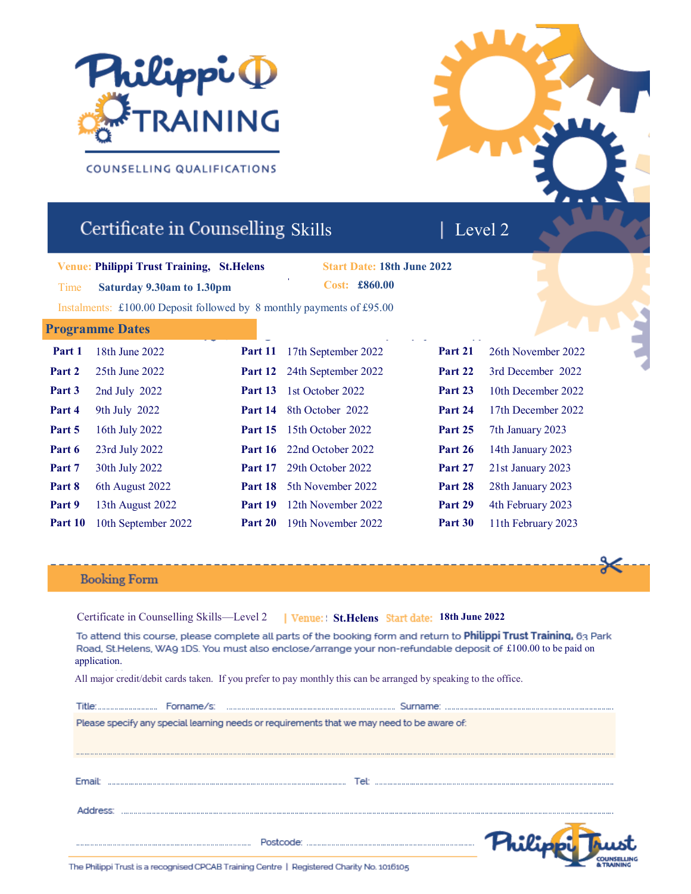Philippi Φ TRAINING

COUNSELLING QUALIFICATIONS

# Certificate in Counselling Skills | Level 2

**Venue:** **Philippi Trust Training, St.Helens**

**Start Date:** **18th June 2022**

Time **Saturday 9.30am to 1.30pm**

**Cost:** **£860.00**

Instalments: £100.00 Deposit followed by 8 monthly payments of £95.00

## Programme Dates

| | | | | | |
|---|---|---|---|---|---|
| **Part 1** | 18th June 2022 | **Part 11** | 17th September 2022 | **Part 21** | 26th November 2022 |
| **Part 2** | 25th June 2022 | **Part 12** | 24th September 2022 | **Part 22** | 3rd December 2022 |
| **Part 3** | 2nd July 2022 | **Part 13** | 1st October 2022 | **Part 23** | 10th December 2022 |
| **Part 4** | 9th July 2022 | **Part 14** | 8th October 2022 | **Part 24** | 17th December 2022 |
| **Part 5** | 16th July 2022 | **Part 15** | 15th October 2022 | **Part 25** | 7th January 2023 |
| **Part 6** | 23rd July 2022 | **Part 16** | 22nd October 2022 | **Part 26** | 14th January 2023 |
| **Part 7** | 30th July 2022 | **Part 17** | 29th October 2022 | **Part 27** | 21st January 2023 |
| **Part 8** | 6th August 2022 | **Part 18** | 5th November 2022 | **Part 28** | 28th January 2023 |
| **Part 9** | 13th August 2022 | **Part 19** | 12th November 2022 | **Part 29** | 4th February 2023 |
| **Part 10** | 10th September 2022 | **Part 20** | 19th November 2022 | **Part 30** | 11th February 2023 |

## Booking Form

Certificate in Counselling Skills—Level 2 | Venue: **St.Helens** Start date: **18th June 2022**

To attend this course, please complete all parts of the booking form and return to **Philippi Trust Training,** 63 Park Road, St.Helens, WA9 1DS. You must also enclose/arrange your non-refundable deposit of £100.00 to be paid on application.

All major credit/debit cards taken. If you prefer to pay monthly this can be arranged by speaking to the office.

Title:.................... Forname/s: .................................................... Surname: ....................................................

Please specify any special learning needs or requirements that we may need to be aware of:

..........................................................................................................................................................................

Email: .................................................................... Tel: ....................................................................

Address: ..........................................................................................................................................................

.................................................... Postcode: ....................................................

Philippi Trust COUNSELLING & TRAINING

The Philippi Trust is a recognised CPCAB Training Centre | Registered Charity No. 1016105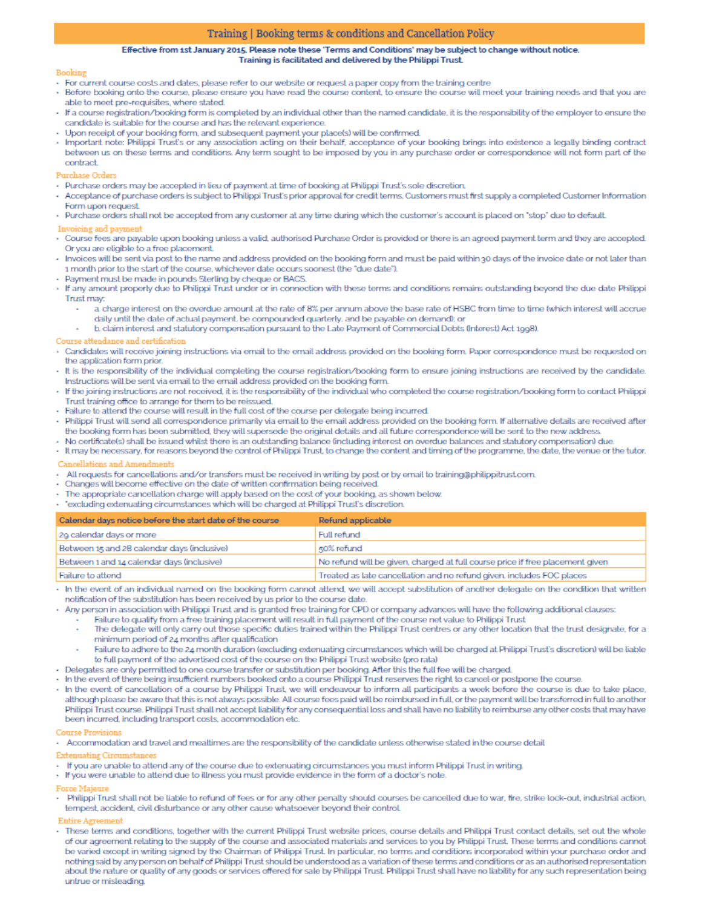# Training | Booking terms & conditions and Cancellation Policy

**Effective from 1st January 2015. Please note these 'Terms and Conditions' may be subject to change without notice. Training is facilitated and delivered by the Philippi Trust.**

## Booking

- For current course costs and dates, please refer to our website or request a paper copy from the training centre
- Before booking onto the course, please ensure you have read the course content, to ensure the course will meet your training needs and that you are able to meet pre-requisites, where stated.
- If a course registration/booking form is completed by an individual other than the named candidate, it is the responsibility of the employer to ensure the candidate is suitable for the course and has the relevant experience.
- Upon receipt of your booking form, and subsequent payment your place(s) will be confirmed.
- Important note: Philippi Trust's or any association acting on their behalf, acceptance of your booking brings into existence a legally binding contract between us on these terms and conditions. Any term sought to be imposed by you in any purchase order or correspondence will not form part of the contract.

## Purchase Orders

- Purchase orders may be accepted in lieu of payment at time of booking at Philippi Trust's sole discretion.
- Acceptance of purchase orders is subject to Philippi Trust's prior approval for credit terms. Customers must first supply a completed Customer Information Form upon request.
- Purchase orders shall not be accepted from any customer at any time during which the customer's account is placed on "stop" due to default.

## Invoicing and payment

- Course fees are payable upon booking unless a valid, authorised Purchase Order is provided or there is an agreed payment term and they are accepted. Or you are eligible to a free placement.
- Invoices will be sent via post to the name and address provided on the booking form and must be paid within 30 days of the invoice date or not later than 1 month prior to the start of the course, whichever date occurs soonest (the "due date").
- Payment must be made in pounds Sterling by cheque or BACS.
- If any amount properly due to Philippi Trust under or in connection with these terms and conditions remains outstanding beyond the due date Philippi Trust may:
  - a. charge interest on the overdue amount at the rate of 8% per annum above the base rate of HSBC from time to time (which interest will accrue daily until the date of actual payment, be compounded quarterly, and be payable on demand); or
  - b. claim interest and statutory compensation pursuant to the Late Payment of Commercial Debts (Interest) Act 1998).

## Course attendance and certification

- Candidates will receive joining instructions via email to the email address provided on the booking form. Paper correspondence must be requested on the application form prior.
- It is the responsibility of the individual completing the course registration/booking form to ensure joining instructions are received by the candidate. Instructions will be sent via email to the email address provided on the booking form.
- If the joining instructions are not received, it is the responsibility of the individual who completed the course registration/booking form to contact Philippi Trust training office to arrange for them to be reissued.
- Failure to attend the course will result in the full cost of the course per delegate being incurred.
- Philippi Trust will send all correspondence primarily via email to the email address provided on the booking form. If alternative details are received after the booking form has been submitted, they will supersede the original details and all future correspondence will be sent to the new address.
- No certificate(s) shall be issued whilst there is an outstanding balance (including interest on overdue balances and statutory compensation) due.
- It may be necessary, for reasons beyond the control of Philippi Trust, to change the content and timing of the programme, the date, the venue or the tutor.

## Cancellations and Amendments

- All requests for cancellations and/or transfers must be received in writing by post or by email to training@philippitrust.com.
- Changes will become effective on the date of written confirmation being received.
- The appropriate cancellation charge will apply based on the cost of your booking, as shown below.
- *excluding extenuating circumstances which will be charged at Philippi Trust's discretion.

| Calendar days notice before the start date of the course | Refund applicable |
|---|---|
| 29 calendar days or more | Full refund |
| Between 15 and 28 calendar days (inclusive) | 50% refund |
| Between 1 and 14 calendar days (inclusive) | No refund will be given, charged at full course price if free placement given |
| Failure to attend | Treated as late cancellation and no refund given. includes FOC places |

- In the event of an individual named on the booking form cannot attend, we will accept substitution of another delegate on the condition that written notification of the substitution has been received by us prior to the course date.
- Any person in association with Philippi Trust and is granted free training for CPD or company advances will have the following additional clauses:
  - Failure to qualify from a free training placement will result in full payment of the course net value to Philippi Trust
  - The delegate will only carry out those specific duties trained within the Philippi Trust centres or any other location that the trust designate, for a minimum period of 24 months after qualification
  - Failure to adhere to the 24 month duration (excluding extenuating circumstances which will be charged at Philippi Trust's discretion) will be liable to full payment of the advertised cost of the course on the Philippi Trust website (pro rata)
- Delegates are only permitted to one course transfer or substitution per booking. After this the full fee will be charged.
- In the event of there being insufficient numbers booked onto a course Philippi Trust reserves the right to cancel or postpone the course.
- In the event of cancellation of a course by Philippi Trust, we will endeavour to inform all participants a week before the course is due to take place, although please be aware that this is not always possible. All course fees paid will be reimbursed in full, or the payment will be transferred in full to another Philippi Trust course. Philippi Trust shall not accept liability for any consequential loss and shall have no liability to reimburse any other costs that may have been incurred, including transport costs, accommodation etc.

## Course Provisions

- Accommodation and travel and mealtimes are the responsibility of the candidate unless otherwise stated in the course detail

## Extenuating Circumstances

- If you are unable to attend any of the course due to extenuating circumstances you must inform Philippi Trust in writing.
- If you were unable to attend due to illness you must provide evidence in the form of a doctor's note.

## Force Majeure

- Philippi Trust shall not be liable to refund of fees or for any other penalty should courses be cancelled due to war, fire, strike lock-out, industrial action, tempest, accident, civil disturbance or any other cause whatsoever beyond their control.

## Entire Agreement

- These terms and conditions, together with the current Philippi Trust website prices, course details and Philippi Trust contact details, set out the whole of our agreement relating to the supply of the course and associated materials and services to you by Philippi Trust. These terms and conditions cannot be varied except in writing signed by the Chairman of Philippi Trust. In particular, no terms and conditions incorporated within your purchase order and nothing said by any person on behalf of Philippi Trust should be understood as a variation of these terms and conditions or as an authorised representation about the nature or quality of any goods or services offered for sale by Philippi Trust. Philippi Trust shall have no liability for any such representation being untrue or misleading.